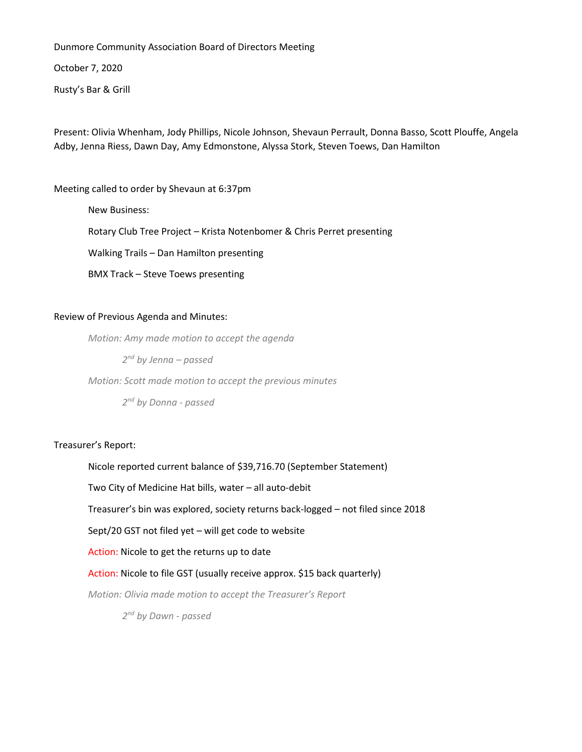Dunmore Community Association Board of Directors Meeting

October 7, 2020

Rusty's Bar & Grill

Present: Olivia Whenham, Jody Phillips, Nicole Johnson, Shevaun Perrault, Donna Basso, Scott Plouffe, Angela Adby, Jenna Riess, Dawn Day, Amy Edmonstone, Alyssa Stork, Steven Toews, Dan Hamilton

Meeting called to order by Shevaun at 6:37pm

New Business:

Rotary Club Tree Project – Krista Notenbomer & Chris Perret presenting

Walking Trails – Dan Hamilton presenting

BMX Track – Steve Toews presenting

Review of Previous Agenda and Minutes:

*Motion: Amy made motion to accept the agenda*

*2nd by Jenna – passed*

*Motion: Scott made motion to accept the previous minutes*

*2nd by Donna - passed*

Treasurer's Report:

Nicole reported current balance of $39,716.70 (September Statement)

Two City of Medicine Hat bills, water – all auto-debit

Treasurer's bin was explored, society returns back-logged – not filed since 2018

Sept/20 GST not filed yet – will get code to website

Action: Nicole to get the returns up to date

Action: Nicole to file GST (usually receive approx. $15 back quarterly)

*Motion: Olivia made motion to accept the Treasurer's Report*

*2nd by Dawn - passed*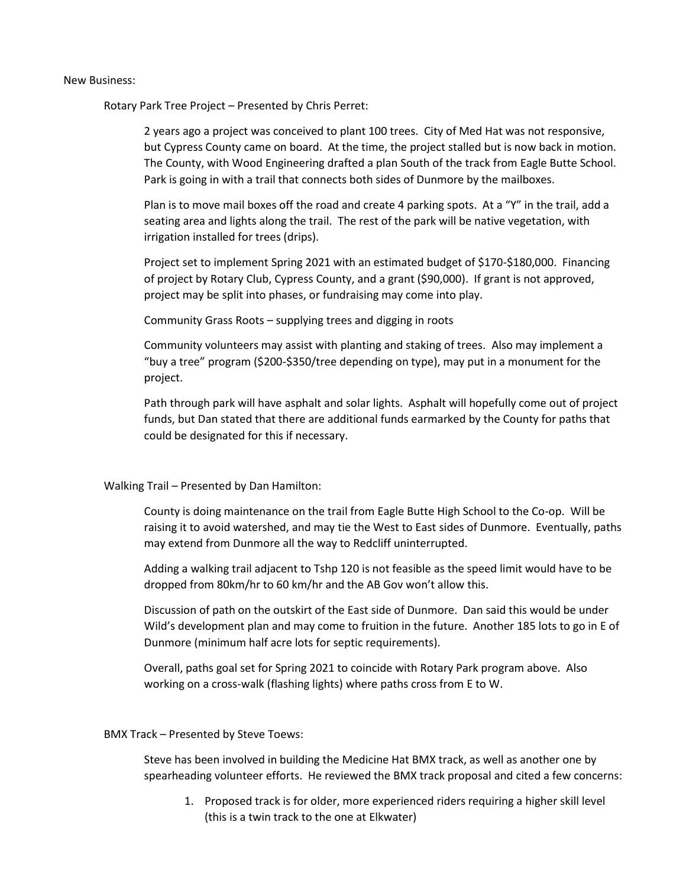New Business:

Rotary Park Tree Project – Presented by Chris Perret:

2 years ago a project was conceived to plant 100 trees. City of Med Hat was not responsive, but Cypress County came on board. At the time, the project stalled but is now back in motion. The County, with Wood Engineering drafted a plan South of the track from Eagle Butte School. Park is going in with a trail that connects both sides of Dunmore by the mailboxes.

Plan is to move mail boxes off the road and create 4 parking spots. At a "Y" in the trail, add a seating area and lights along the trail. The rest of the park will be native vegetation, with irrigation installed for trees (drips).

Project set to implement Spring 2021 with an estimated budget of $170-$180,000. Financing of project by Rotary Club, Cypress County, and a grant ($90,000). If grant is not approved, project may be split into phases, or fundraising may come into play.

Community Grass Roots – supplying trees and digging in roots

Community volunteers may assist with planting and staking of trees. Also may implement a "buy a tree" program ($200-$350/tree depending on type), may put in a monument for the project.

Path through park will have asphalt and solar lights. Asphalt will hopefully come out of project funds, but Dan stated that there are additional funds earmarked by the County for paths that could be designated for this if necessary.

Walking Trail – Presented by Dan Hamilton:

County is doing maintenance on the trail from Eagle Butte High School to the Co-op. Will be raising it to avoid watershed, and may tie the West to East sides of Dunmore. Eventually, paths may extend from Dunmore all the way to Redcliff uninterrupted.

Adding a walking trail adjacent to Tshp 120 is not feasible as the speed limit would have to be dropped from 80km/hr to 60 km/hr and the AB Gov won't allow this.

Discussion of path on the outskirt of the East side of Dunmore. Dan said this would be under Wild's development plan and may come to fruition in the future. Another 185 lots to go in E of Dunmore (minimum half acre lots for septic requirements).

Overall, paths goal set for Spring 2021 to coincide with Rotary Park program above. Also working on a cross-walk (flashing lights) where paths cross from E to W.

BMX Track – Presented by Steve Toews:

Steve has been involved in building the Medicine Hat BMX track, as well as another one by spearheading volunteer efforts. He reviewed the BMX track proposal and cited a few concerns:

1. Proposed track is for older, more experienced riders requiring a higher skill level (this is a twin track to the one at Elkwater)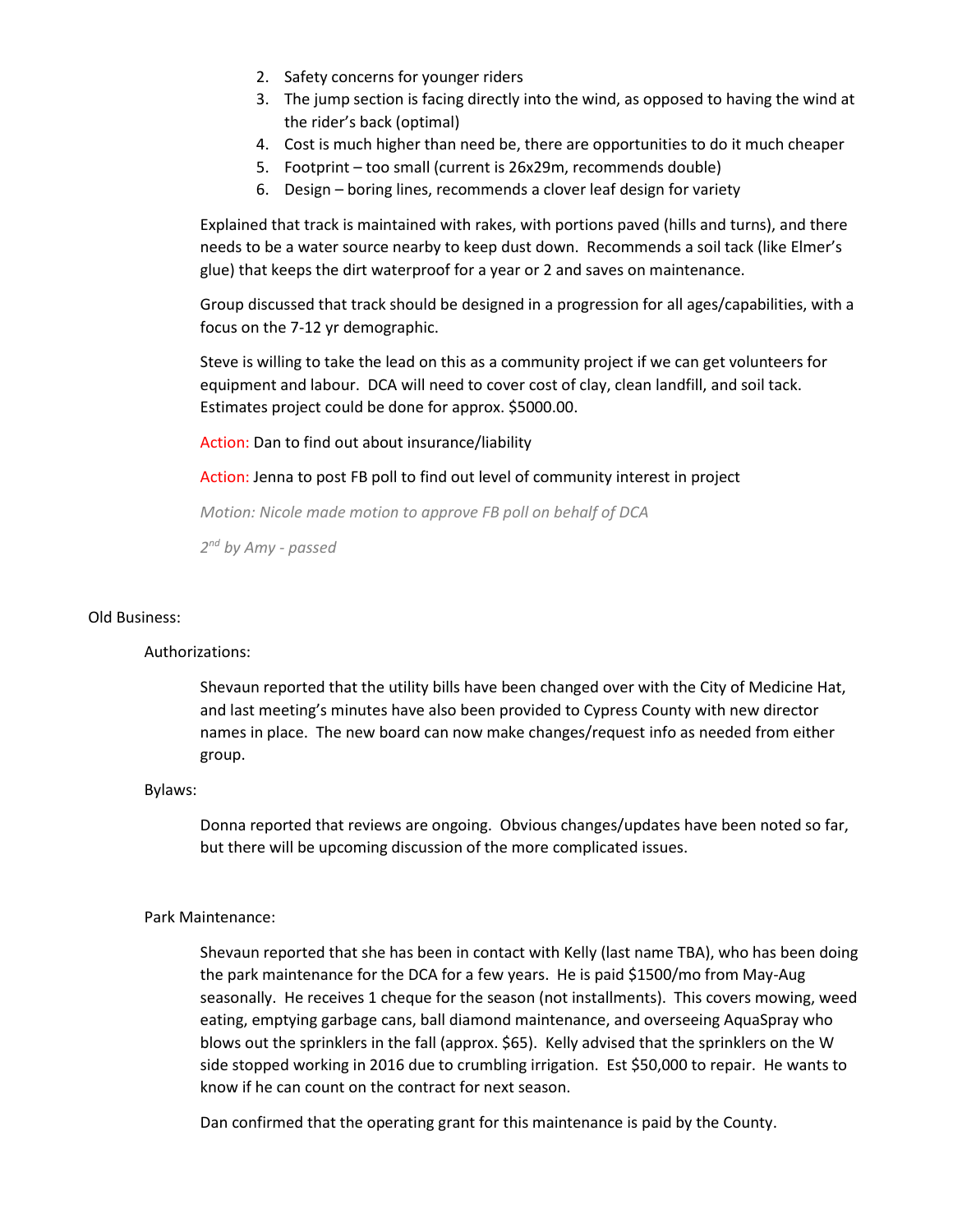2. Safety concerns for younger riders
3. The jump section is facing directly into the wind, as opposed to having the wind at the rider's back (optimal)
4. Cost is much higher than need be, there are opportunities to do it much cheaper
5. Footprint – too small (current is 26x29m, recommends double)
6. Design – boring lines, recommends a clover leaf design for variety

Explained that track is maintained with rakes, with portions paved (hills and turns), and there needs to be a water source nearby to keep dust down. Recommends a soil tack (like Elmer's glue) that keeps the dirt waterproof for a year or 2 and saves on maintenance.

Group discussed that track should be designed in a progression for all ages/capabilities, with a focus on the 7-12 yr demographic.

Steve is willing to take the lead on this as a community project if we can get volunteers for equipment and labour. DCA will need to cover cost of clay, clean landfill, and soil tack. Estimates project could be done for approx. $5000.00.

Action: Dan to find out about insurance/liability

Action: Jenna to post FB poll to find out level of community interest in project

*Motion: Nicole made motion to approve FB poll on behalf of DCA*

*2nd by Amy - passed*

Old Business:

Authorizations:

Shevaun reported that the utility bills have been changed over with the City of Medicine Hat, and last meeting's minutes have also been provided to Cypress County with new director names in place. The new board can now make changes/request info as needed from either group.

Bylaws:

Donna reported that reviews are ongoing. Obvious changes/updates have been noted so far, but there will be upcoming discussion of the more complicated issues.

Park Maintenance:

Shevaun reported that she has been in contact with Kelly (last name TBA), who has been doing the park maintenance for the DCA for a few years. He is paid $1500/mo from May-Aug seasonally. He receives 1 cheque for the season (not installments). This covers mowing, weed eating, emptying garbage cans, ball diamond maintenance, and overseeing AquaSpray who blows out the sprinklers in the fall (approx. $65). Kelly advised that the sprinklers on the W side stopped working in 2016 due to crumbling irrigation. Est $50,000 to repair. He wants to know if he can count on the contract for next season.

Dan confirmed that the operating grant for this maintenance is paid by the County.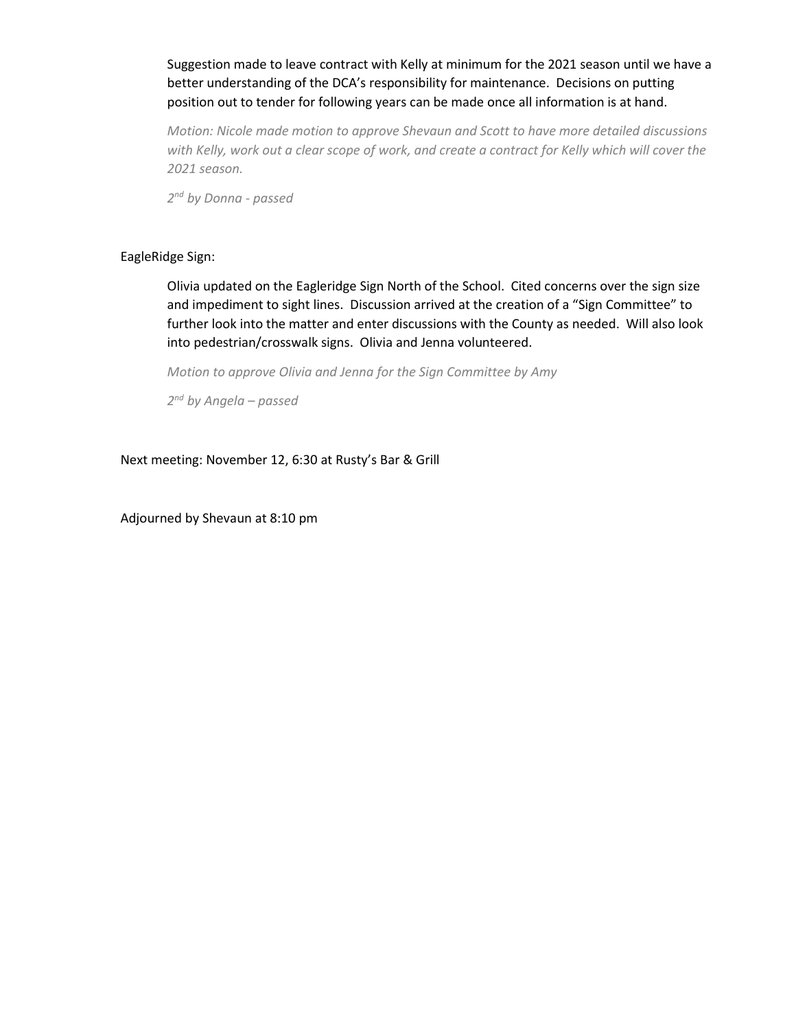Suggestion made to leave contract with Kelly at minimum for the 2021 season until we have a better understanding of the DCA's responsibility for maintenance. Decisions on putting position out to tender for following years can be made once all information is at hand.

*Motion: Nicole made motion to approve Shevaun and Scott to have more detailed discussions with Kelly, work out a clear scope of work, and create a contract for Kelly which will cover the 2021 season.*

*2nd by Donna - passed*

EagleRidge Sign:

Olivia updated on the Eagleridge Sign North of the School. Cited concerns over the sign size and impediment to sight lines. Discussion arrived at the creation of a "Sign Committee" to further look into the matter and enter discussions with the County as needed. Will also look into pedestrian/crosswalk signs. Olivia and Jenna volunteered.

*Motion to approve Olivia and Jenna for the Sign Committee by Amy*

*2nd by Angela – passed*

Next meeting: November 12, 6:30 at Rusty's Bar & Grill

Adjourned by Shevaun at 8:10 pm